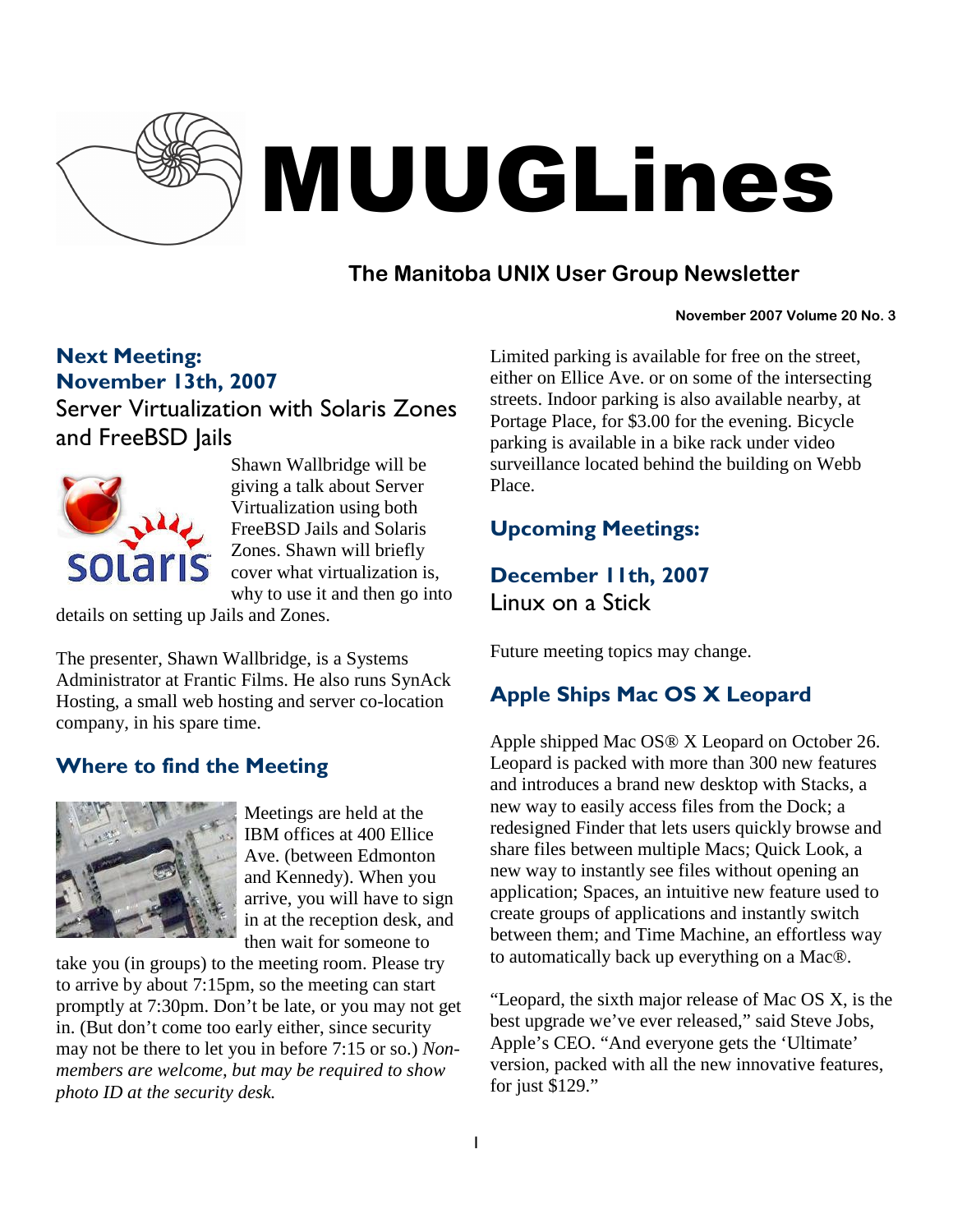# MUUGLines

## The Manitoba UNIX User Group Newsletter

November 2007 Volume 20 No. 3

## Next Meeting: November 13th, 2007

### Server Virtualization with Solaris Zones and FreeBSD Jails

Shawn Wallbridge will be giving a talk about Server Virtualization using both FreeBSD Jails and Solaris Zones. Shawn will briefly cover what virtualization is, why to use it and then go into details on setting up Jails and Zones.

The presenter, Shawn Wallbridge, is a Systems Administrator at Frantic Films. He also runs SynAck Hosting, a small web hosting and server co-location company, in his spare time.

## Where to find the Meeting

Meetings are held at the IBM offices at 400 Ellice Ave. (between Edmonton and Kennedy). When you arrive, you will have to sign in at the reception desk, and then wait for someone to take you (in groups) to the meeting room. Please try to arrive by about 7:15pm, so the meeting can start promptly at 7:30pm. Don't be late, or you may not get in. (But don't come too early either, since security may not be there to let you in before 7:15 or so.) *Non-members are welcome, but may be required to show photo ID at the security desk.*

Limited parking is available for free on the street, either on Ellice Ave. or on some of the intersecting streets. Indoor parking is also available nearby, at Portage Place, for $3.00 for the evening. Bicycle parking is available in a bike rack under video surveillance located behind the building on Webb Place.

## Upcoming Meetings:

### December 11th, 2007

Linux on a Stick

Future meeting topics may change.

## Apple Ships Mac OS X Leopard

Apple shipped Mac OS® X Leopard on October 26. Leopard is packed with more than 300 new features and introduces a brand new desktop with Stacks, a new way to easily access files from the Dock; a redesigned Finder that lets users quickly browse and share files between multiple Macs; Quick Look, a new way to instantly see files without opening an application; Spaces, an intuitive new feature used to create groups of applications and instantly switch between them; and Time Machine, an effortless way to automatically back up everything on a Mac®.

"Leopard, the sixth major release of Mac OS X, is the best upgrade we've ever released," said Steve Jobs, Apple's CEO. "And everyone gets the 'Ultimate' version, packed with all the new innovative features, for just $129."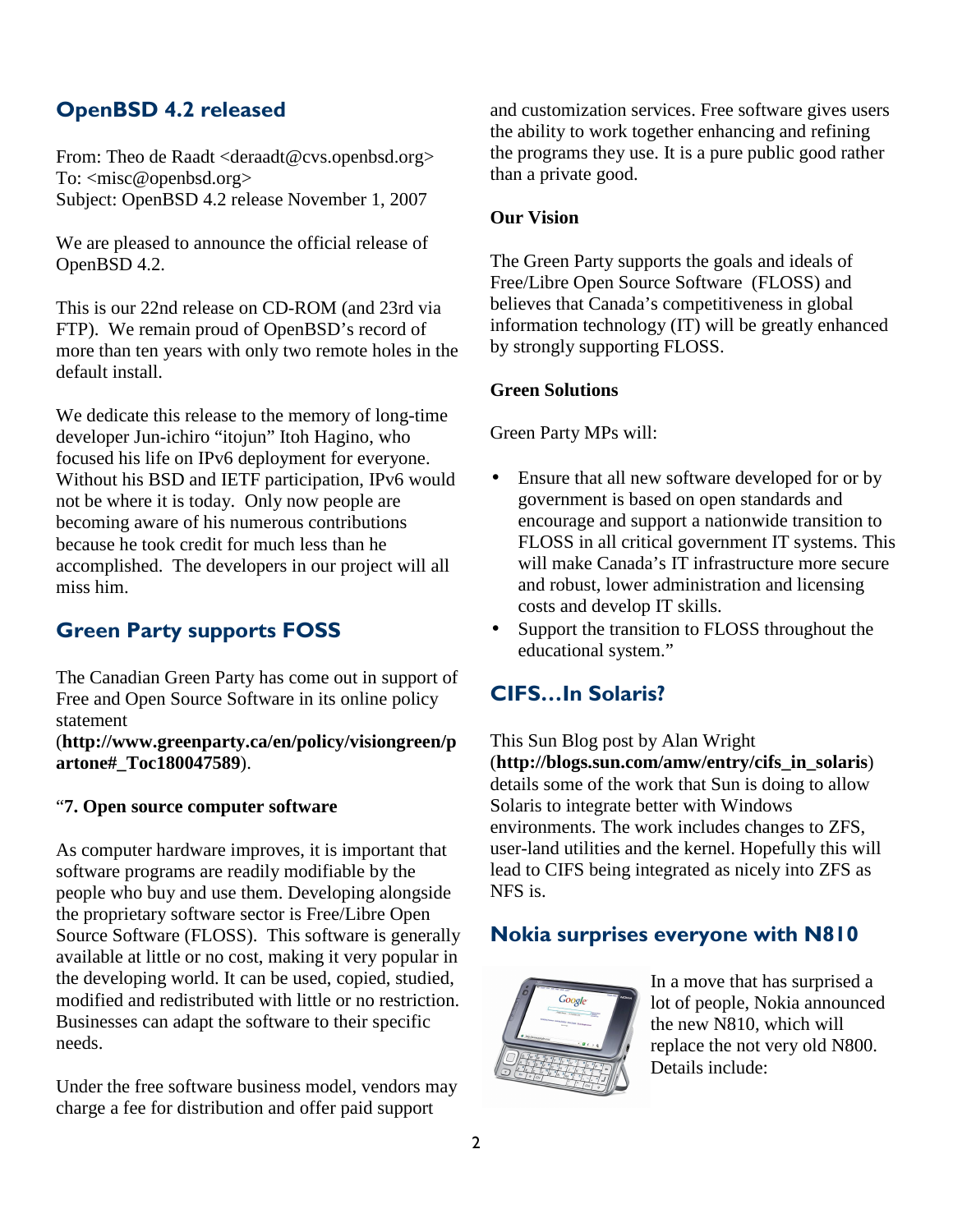## OpenBSD 4.2 released

From: Theo de Raadt <deraadt@cvs.openbsd.org>
To: <misc@openbsd.org>
Subject: OpenBSD 4.2 release November 1, 2007

We are pleased to announce the official release of OpenBSD 4.2.

This is our 22nd release on CD-ROM (and 23rd via FTP). We remain proud of OpenBSD's record of more than ten years with only two remote holes in the default install.

We dedicate this release to the memory of long-time developer Jun-ichiro "itojun" Itoh Hagino, who focused his life on IPv6 deployment for everyone. Without his BSD and IETF participation, IPv6 would not be where it is today. Only now people are becoming aware of his numerous contributions because he took credit for much less than he accomplished. The developers in our project will all miss him.

## Green Party supports FOSS

The Canadian Green Party has come out in support of Free and Open Source Software in its online policy statement (**http://www.greenparty.ca/en/policy/visiongreen/partone#_Toc180047589**).

"**7. Open source computer software**

As computer hardware improves, it is important that software programs are readily modifiable by the people who buy and use them. Developing alongside the proprietary software sector is Free/Libre Open Source Software (FLOSS). This software is generally available at little or no cost, making it very popular in the developing world. It can be used, copied, studied, modified and redistributed with little or no restriction. Businesses can adapt the software to their specific needs.

Under the free software business model, vendors may charge a fee for distribution and offer paid support and customization services. Free software gives users the ability to work together enhancing and refining the programs they use. It is a pure public good rather than a private good.

**Our Vision**

The Green Party supports the goals and ideals of Free/Libre Open Source Software (FLOSS) and believes that Canada's competitiveness in global information technology (IT) will be greatly enhanced by strongly supporting FLOSS.

**Green Solutions**

Green Party MPs will:

- Ensure that all new software developed for or by government is based on open standards and encourage and support a nationwide transition to FLOSS in all critical government IT systems. This will make Canada's IT infrastructure more secure and robust, lower administration and licensing costs and develop IT skills.
- Support the transition to FLOSS throughout the educational system."

## CIFS…In Solaris?

This Sun Blog post by Alan Wright (**http://blogs.sun.com/amw/entry/cifs_in_solaris**) details some of the work that Sun is doing to allow Solaris to integrate better with Windows environments. The work includes changes to ZFS, user-land utilities and the kernel. Hopefully this will lead to CIFS being integrated as nicely into ZFS as NFS is.

## Nokia surprises everyone with N810

In a move that has surprised a lot of people, Nokia announced the new N810, which will replace the not very old N800. Details include: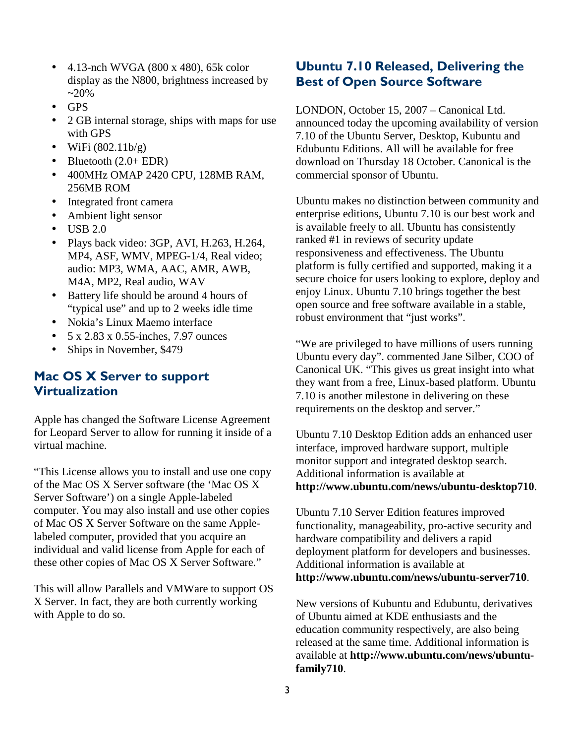- 4.13-nch WVGA (800 x 480), 65k color display as the N800, brightness increased by ~20%
- GPS
- 2 GB internal storage, ships with maps for use with GPS
- WiFi (802.11b/g)
- Bluetooth (2.0+ EDR)
- 400MHz OMAP 2420 CPU, 128MB RAM, 256MB ROM
- Integrated front camera
- Ambient light sensor
- USB 2.0
- Plays back video: 3GP, AVI, H.263, H.264, MP4, ASF, WMV, MPEG-1/4, Real video; audio: MP3, WMA, AAC, AMR, AWB, M4A, MP2, Real audio, WAV
- Battery life should be around 4 hours of "typical use" and up to 2 weeks idle time
- Nokia's Linux Maemo interface
- 5 x 2.83 x 0.55-inches, 7.97 ounces
- Ships in November, $479

## Mac OS X Server to support Virtualization

Apple has changed the Software License Agreement for Leopard Server to allow for running it inside of a virtual machine.

"This License allows you to install and use one copy of the Mac OS X Server software (the 'Mac OS X Server Software') on a single Apple-labeled computer. You may also install and use other copies of Mac OS X Server Software on the same Apple-labeled computer, provided that you acquire an individual and valid license from Apple for each of these other copies of Mac OS X Server Software."

This will allow Parallels and VMWare to support OS X Server. In fact, they are both currently working with Apple to do so.

## Ubuntu 7.10 Released, Delivering the Best of Open Source Software

LONDON, October 15, 2007 – Canonical Ltd. announced today the upcoming availability of version 7.10 of the Ubuntu Server, Desktop, Kubuntu and Edubuntu Editions. All will be available for free download on Thursday 18 October. Canonical is the commercial sponsor of Ubuntu.

Ubuntu makes no distinction between community and enterprise editions, Ubuntu 7.10 is our best work and is available freely to all. Ubuntu has consistently ranked #1 in reviews of security update responsiveness and effectiveness. The Ubuntu platform is fully certified and supported, making it a secure choice for users looking to explore, deploy and enjoy Linux. Ubuntu 7.10 brings together the best open source and free software available in a stable, robust environment that "just works".

"We are privileged to have millions of users running Ubuntu every day". commented Jane Silber, COO of Canonical UK. "This gives us great insight into what they want from a free, Linux-based platform. Ubuntu 7.10 is another milestone in delivering on these requirements on the desktop and server."

Ubuntu 7.10 Desktop Edition adds an enhanced user interface, improved hardware support, multiple monitor support and integrated desktop search. Additional information is available at **http://www.ubuntu.com/news/ubuntu-desktop710**.

Ubuntu 7.10 Server Edition features improved functionality, manageability, pro-active security and hardware compatibility and delivers a rapid deployment platform for developers and businesses. Additional information is available at **http://www.ubuntu.com/news/ubuntu-server710**.

New versions of Kubuntu and Edubuntu, derivatives of Ubuntu aimed at KDE enthusiasts and the education community respectively, are also being released at the same time. Additional information is available at **http://www.ubuntu.com/news/ubuntu-family710**.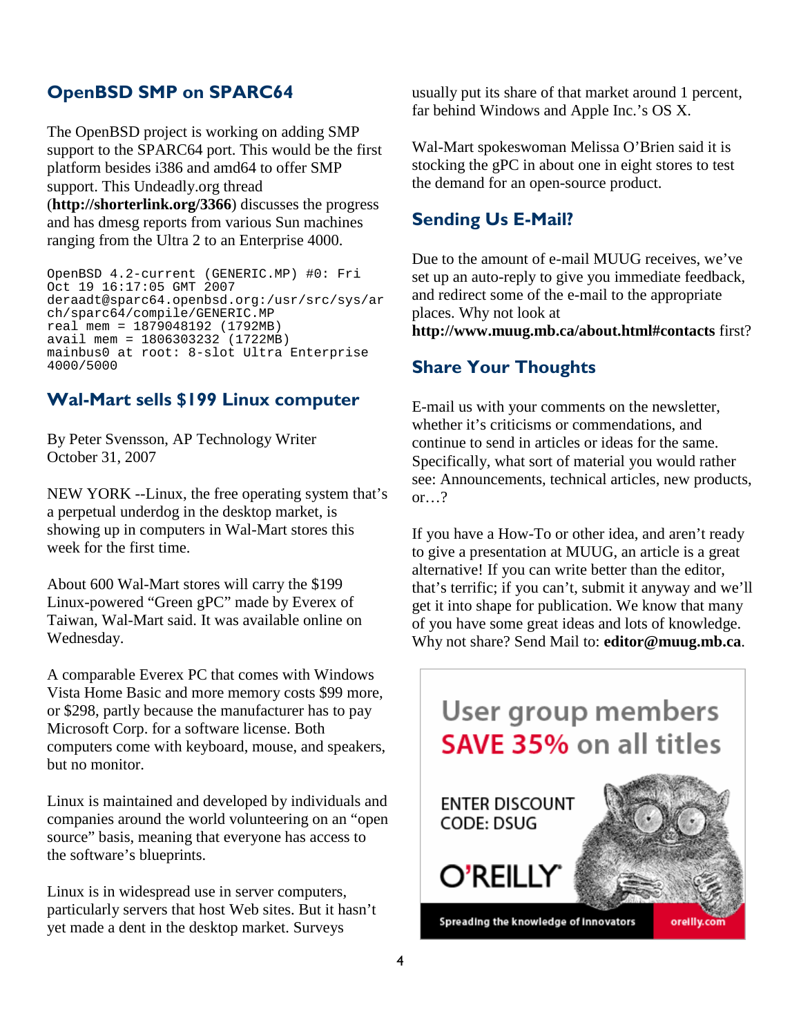## OpenBSD SMP on SPARC64

The OpenBSD project is working on adding SMP support to the SPARC64 port. This would be the first platform besides i386 and amd64 to offer SMP support. This Undeadly.org thread (**http://shorterlink.org/3366**) discusses the progress and has dmesg reports from various Sun machines ranging from the Ultra 2 to an Enterprise 4000.

```
OpenBSD 4.2-current (GENERIC.MP) #0: Fri
Oct 19 16:17:05 GMT 2007
deraadt@sparc64.openbsd.org:/usr/src/sys/ar
ch/sparc64/compile/GENERIC.MP
real mem = 1879048192 (1792MB)
avail mem = 1806303232 (1722MB)
mainbus0 at root: 8-slot Ultra Enterprise
4000/5000
```

## Wal-Mart sells $199 Linux computer

By Peter Svensson, AP Technology Writer
October 31, 2007

NEW YORK --Linux, the free operating system that's a perpetual underdog in the desktop market, is showing up in computers in Wal-Mart stores this week for the first time.

About 600 Wal-Mart stores will carry the $199 Linux-powered "Green gPC" made by Everex of Taiwan, Wal-Mart said. It was available online on Wednesday.

A comparable Everex PC that comes with Windows Vista Home Basic and more memory costs $99 more, or $298, partly because the manufacturer has to pay Microsoft Corp. for a software license. Both computers come with keyboard, mouse, and speakers, but no monitor.

Linux is maintained and developed by individuals and companies around the world volunteering on an "open source" basis, meaning that everyone has access to the software's blueprints.

Linux is in widespread use in server computers, particularly servers that host Web sites. But it hasn't yet made a dent in the desktop market. Surveys usually put its share of that market around 1 percent, far behind Windows and Apple Inc.'s OS X.

Wal-Mart spokeswoman Melissa O'Brien said it is stocking the gPC in about one in eight stores to test the demand for an open-source product.

## Sending Us E-Mail?

Due to the amount of e-mail MUUG receives, we've set up an auto-reply to give you immediate feedback, and redirect some of the e-mail to the appropriate places. Why not look at **http://www.muug.mb.ca/about.html#contacts** first?

## Share Your Thoughts

E-mail us with your comments on the newsletter, whether it's criticisms or commendations, and continue to send in articles or ideas for the same. Specifically, what sort of material you would rather see: Announcements, technical articles, new products, or…?

If you have a How-To or other idea, and aren't ready to give a presentation at MUUG, an article is a great alternative! If you can write better than the editor, that's terrific; if you can't, submit it anyway and we'll get it into shape for publication. We know that many of you have some great ideas and lots of knowledge. Why not share? Send Mail to: **editor@muug.mb.ca**.

User group members **SAVE 35%** on all titles

ENTER DISCOUNT CODE: DSUG

O'REILLY

Spreading the knowledge of innovators

oreilly.com